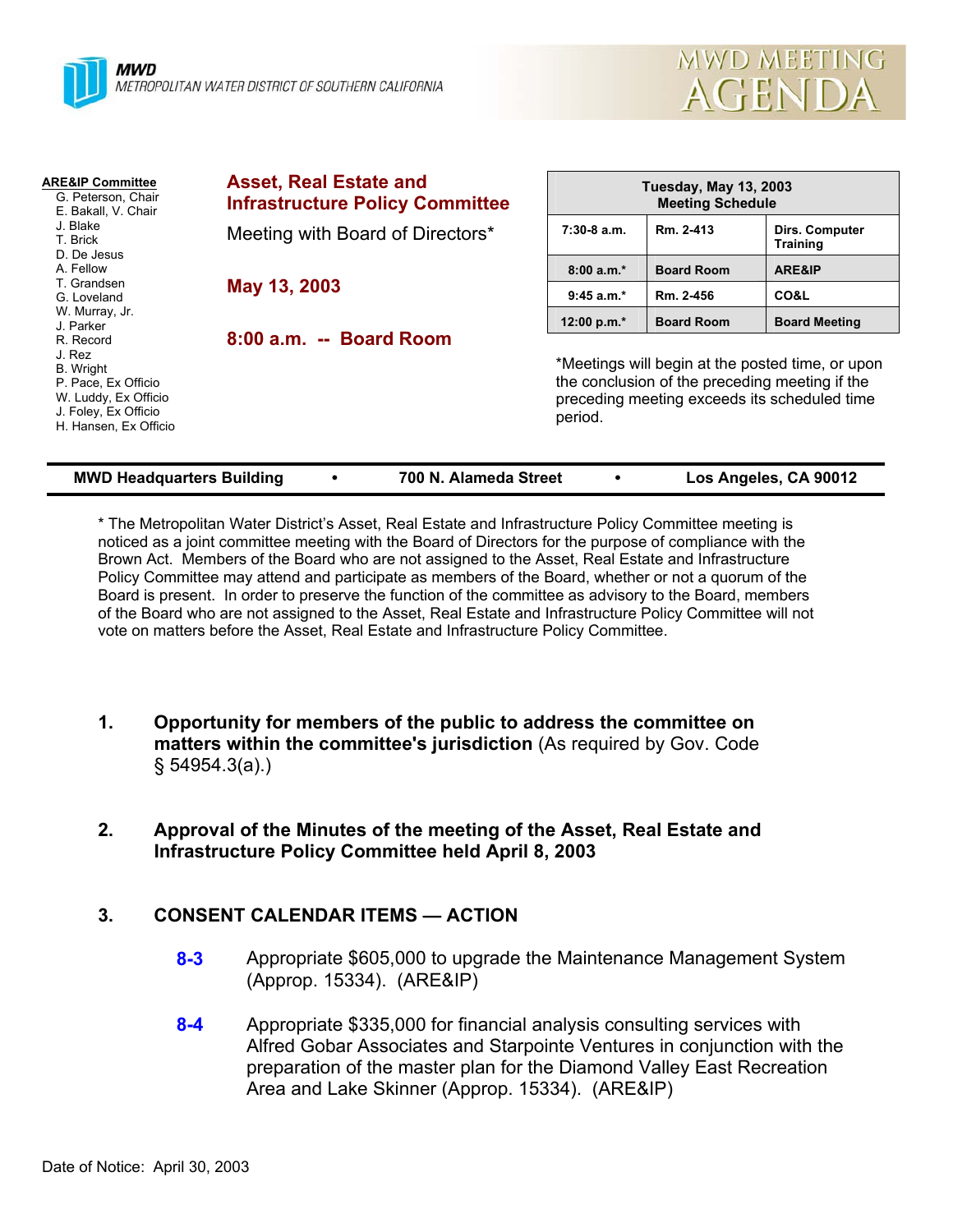**MWD**
METROPOLITAN WATER DISTRICT OF SOUTHERN CALIFORNIA

MWD MEETING AGENDA

**ARE&IP Committee**
G. Peterson, Chair
E. Bakall, V. Chair
J. Blake
T. Brick
D. De Jesus
A. Fellow
T. Grandsen
G. Loveland
W. Murray, Jr.
J. Parker
R. Record
J. Rez
B. Wright
P. Pace, Ex Officio
W. Luddy, Ex Officio
J. Foley, Ex Officio
H. Hansen, Ex Officio

# Asset, Real Estate and Infrastructure Policy Committee

Meeting with Board of Directors*

## May 13, 2003

## 8:00 a.m. -- Board Room

| Tuesday, May 13, 2003 Meeting Schedule | | |
|---|---|---|
| 7:30-8 a.m. | Rm. 2-413 | Dirs. Computer Training |
| 8:00 a.m.* | Board Room | ARE&IP |
| 9:45 a.m.* | Rm. 2-456 | CO&L |
| 12:00 p.m.* | Board Room | Board Meeting |

*Meetings will begin at the posted time, or upon the conclusion of the preceding meeting if the preceding meeting exceeds its scheduled time period.

**MWD Headquarters Building • 700 N. Alameda Street • Los Angeles, CA 90012**

* The Metropolitan Water District's Asset, Real Estate and Infrastructure Policy Committee meeting is noticed as a joint committee meeting with the Board of Directors for the purpose of compliance with the Brown Act. Members of the Board who are not assigned to the Asset, Real Estate and Infrastructure Policy Committee may attend and participate as members of the Board, whether or not a quorum of the Board is present. In order to preserve the function of the committee as advisory to the Board, members of the Board who are not assigned to the Asset, Real Estate and Infrastructure Policy Committee will not vote on matters before the Asset, Real Estate and Infrastructure Policy Committee.

1. **Opportunity for members of the public to address the committee on matters within the committee's jurisdiction** (As required by Gov. Code § 54954.3(a).)

2. **Approval of the Minutes of the meeting of the Asset, Real Estate and Infrastructure Policy Committee held April 8, 2003**

3. **CONSENT CALENDAR ITEMS — ACTION**

   **8-3** Appropriate $605,000 to upgrade the Maintenance Management System (Approp. 15334). (ARE&IP)

   **8-4** Appropriate $335,000 for financial analysis consulting services with Alfred Gobar Associates and Starpointe Ventures in conjunction with the preparation of the master plan for the Diamond Valley East Recreation Area and Lake Skinner (Approp. 15334). (ARE&IP)

Date of Notice: April 30, 2003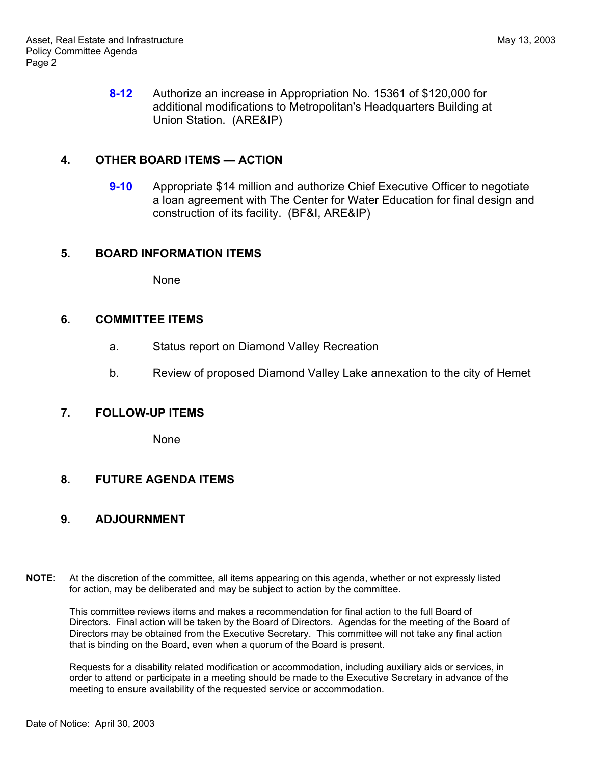**8-12** Authorize an increase in Appropriation No. 15361 of $120,000 for additional modifications to Metropolitan's Headquarters Building at Union Station. (ARE&IP)

## 4. OTHER BOARD ITEMS — ACTION

**9-10** Appropriate $14 million and authorize Chief Executive Officer to negotiate a loan agreement with The Center for Water Education for final design and construction of its facility. (BF&I, ARE&IP)

## 5. BOARD INFORMATION ITEMS

None

## 6. COMMITTEE ITEMS

a. Status report on Diamond Valley Recreation

b. Review of proposed Diamond Valley Lake annexation to the city of Hemet

## 7. FOLLOW-UP ITEMS

None

## 8. FUTURE AGENDA ITEMS

## 9. ADJOURNMENT

**NOTE**: At the discretion of the committee, all items appearing on this agenda, whether or not expressly listed for action, may be deliberated and may be subject to action by the committee.

This committee reviews items and makes a recommendation for final action to the full Board of Directors. Final action will be taken by the Board of Directors. Agendas for the meeting of the Board of Directors may be obtained from the Executive Secretary. This committee will not take any final action that is binding on the Board, even when a quorum of the Board is present.

Requests for a disability related modification or accommodation, including auxiliary aids or services, in order to attend or participate in a meeting should be made to the Executive Secretary in advance of the meeting to ensure availability of the requested service or accommodation.

Date of Notice: April 30, 2003